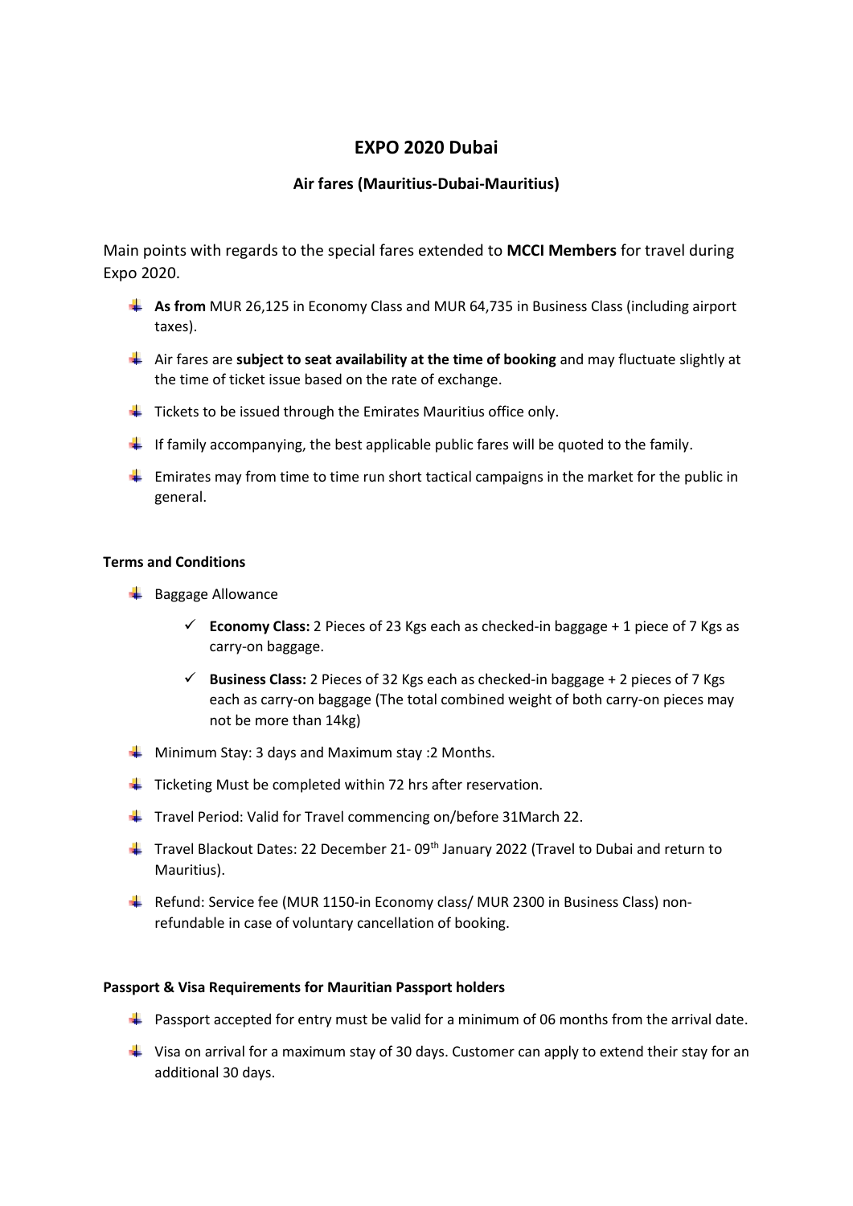# EXPO 2020 Dubai

## Air fares (Mauritius-Dubai-Mauritius)

Main points with regards to the special fares extended to **MCCI Members** for travel during Expo 2020.

- **As from** MUR 26,125 in Economy Class and MUR 64,735 in Business Class (including airport taxes).
- Air fares are **subject to seat availability at the time of booking** and may fluctuate slightly at the time of ticket issue based on the rate of exchange.
- Tickets to be issued through the Emirates Mauritius office only.
- If family accompanying, the best applicable public fares will be quoted to the family.
- Emirates may from time to time run short tactical campaigns in the market for the public in general.

### Terms and Conditions

- Baggage Allowance
  - ✓ **Economy Class:** 2 Pieces of 23 Kgs each as checked-in baggage + 1 piece of 7 Kgs as carry-on baggage.
  - ✓ **Business Class:** 2 Pieces of 32 Kgs each as checked-in baggage + 2 pieces of 7 Kgs each as carry-on baggage (The total combined weight of both carry-on pieces may not be more than 14kg)
- Minimum Stay: 3 days and Maximum stay :2 Months.
- Ticketing Must be completed within 72 hrs after reservation.
- Travel Period: Valid for Travel commencing on/before 31March 22.
- Travel Blackout Dates: 22 December 21- 09th January 2022 (Travel to Dubai and return to Mauritius).
- Refund: Service fee (MUR 1150-in Economy class/ MUR 2300 in Business Class) non-refundable in case of voluntary cancellation of booking.

### Passport & Visa Requirements for Mauritian Passport holders

- Passport accepted for entry must be valid for a minimum of 06 months from the arrival date.
- Visa on arrival for a maximum stay of 30 days. Customer can apply to extend their stay for an additional 30 days.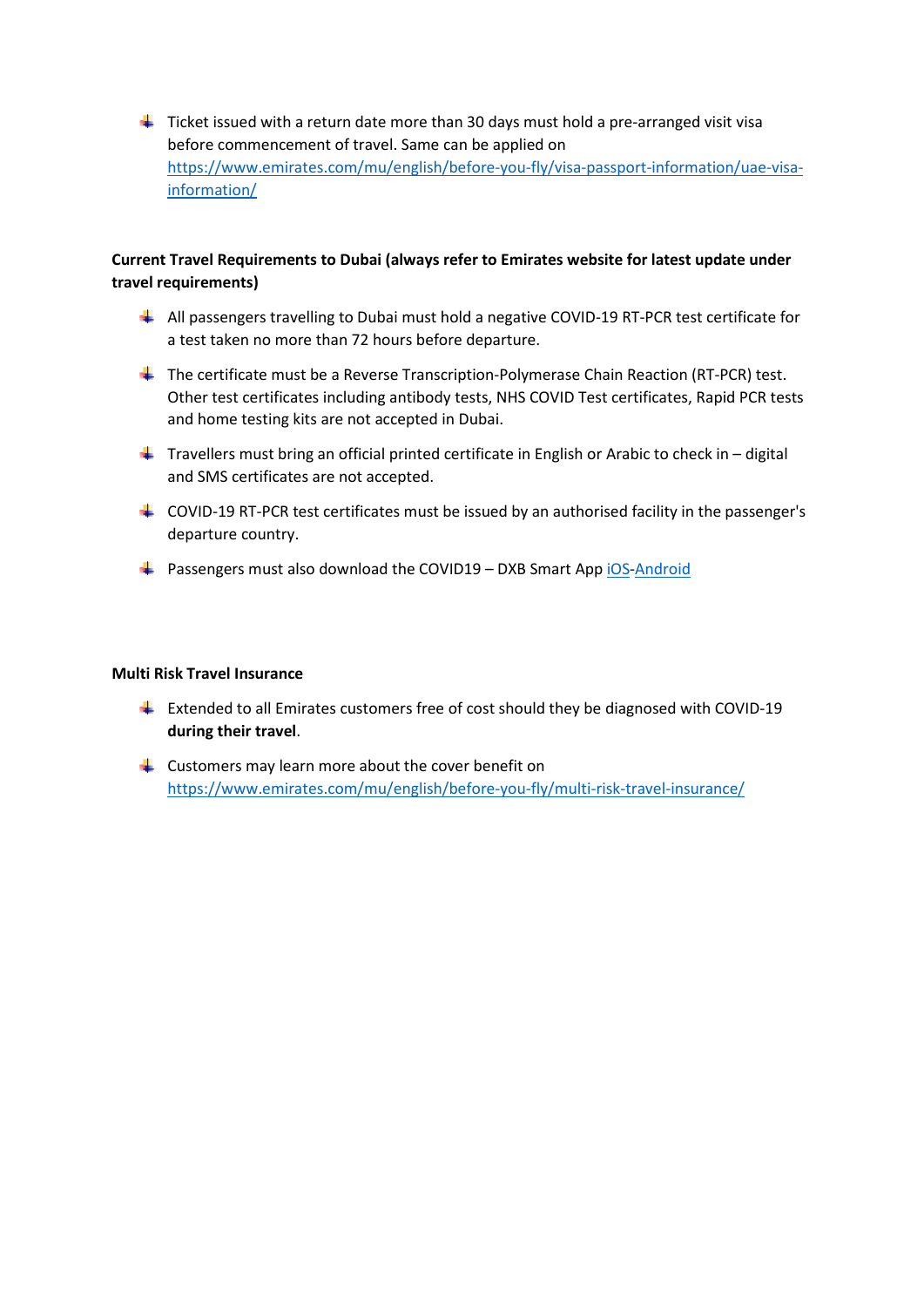- Ticket issued with a return date more than 30 days must hold a pre-arranged visit visa before commencement of travel. Same can be applied on https://www.emirates.com/mu/english/before-you-fly/visa-passport-information/uae-visa-information/

**Current Travel Requirements to Dubai (always refer to Emirates website for latest update under travel requirements)**

- All passengers travelling to Dubai must hold a negative COVID-19 RT-PCR test certificate for a test taken no more than 72 hours before departure.
- The certificate must be a Reverse Transcription-Polymerase Chain Reaction (RT-PCR) test. Other test certificates including antibody tests, NHS COVID Test certificates, Rapid PCR tests and home testing kits are not accepted in Dubai.
- Travellers must bring an official printed certificate in English or Arabic to check in – digital and SMS certificates are not accepted.
- COVID-19 RT-PCR test certificates must be issued by an authorised facility in the passenger's departure country.
- Passengers must also download the COVID19 – DXB Smart App iOS-Android

**Multi Risk Travel Insurance**

- Extended to all Emirates customers free of cost should they be diagnosed with COVID-19 **during their travel**.
- Customers may learn more about the cover benefit on https://www.emirates.com/mu/english/before-you-fly/multi-risk-travel-insurance/